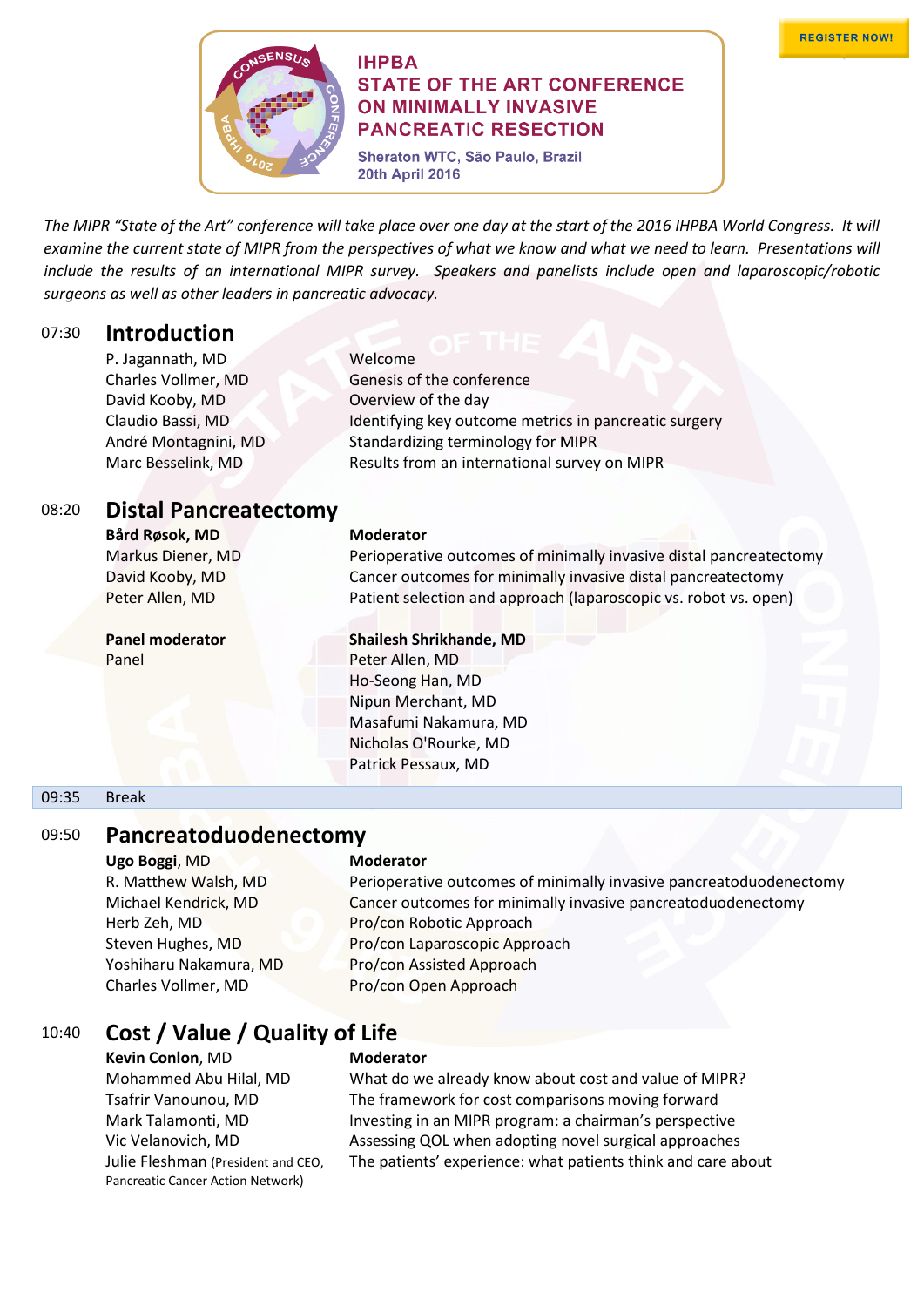REGISTER NOW!

# IHPBA STATE OF THE ART CONFERENCE ON MINIMALLY INVASIVE PANCREATIC RESECTION

Sheraton WTC, São Paulo, Brazil
20th April 2016

*The MIPR "State of the Art" conference will take place over one day at the start of the 2016 IHPBA World Congress. It will examine the current state of MIPR from the perspectives of what we know and what we need to learn. Presentations will include the results of an international MIPR survey. Speakers and panelists include open and laparoscopic/robotic surgeons as well as other leaders in pancreatic advocacy.*

## 07:30 Introduction

| | |
|---|---|
| P. Jagannath, MD | Welcome |
| Charles Vollmer, MD | Genesis of the conference |
| David Kooby, MD | Overview of the day |
| Claudio Bassi, MD | Identifying key outcome metrics in pancreatic surgery |
| André Montagnini, MD | Standardizing terminology for MIPR |
| Marc Besselink, MD | Results from an international survey on MIPR |

## 08:20 Distal Pancreatectomy

| | |
|---|---|
| **Bård Røsok, MD** | **Moderator** |
| Markus Diener, MD | Perioperative outcomes of minimally invasive distal pancreatectomy |
| David Kooby, MD | Cancer outcomes for minimally invasive distal pancreatectomy |
| Peter Allen, MD | Patient selection and approach (laparoscopic vs. robot vs. open) |
| | |
| **Panel moderator** | **Shailesh Shrikhande, MD** |
| Panel | Peter Allen, MD |
| | Ho-Seong Han, MD |
| | Nipun Merchant, MD |
| | Masafumi Nakamura, MD |
| | Nicholas O'Rourke, MD |
| | Patrick Pessaux, MD |

09:35 Break

## 09:50 Pancreatoduodenectomy

| | |
|---|---|
| **Ugo Boggi**, MD | **Moderator** |
| R. Matthew Walsh, MD | Perioperative outcomes of minimally invasive pancreatoduodenectomy |
| Michael Kendrick, MD | Cancer outcomes for minimally invasive pancreatoduodenectomy |
| Herb Zeh, MD | Pro/con Robotic Approach |
| Steven Hughes, MD | Pro/con Laparoscopic Approach |
| Yoshiharu Nakamura, MD | Pro/con Assisted Approach |
| Charles Vollmer, MD | Pro/con Open Approach |

## 10:40 Cost / Value / Quality of Life

| | |
|---|---|
| **Kevin Conlon**, MD | **Moderator** |
| Mohammed Abu Hilal, MD | What do we already know about cost and value of MIPR? |
| Tsafrir Vanounou, MD | The framework for cost comparisons moving forward |
| Mark Talamonti, MD | Investing in an MIPR program: a chairman's perspective |
| Vic Velanovich, MD | Assessing QOL when adopting novel surgical approaches |
| Julie Fleshman (President and CEO, Pancreatic Cancer Action Network) | The patients' experience: what patients think and care about |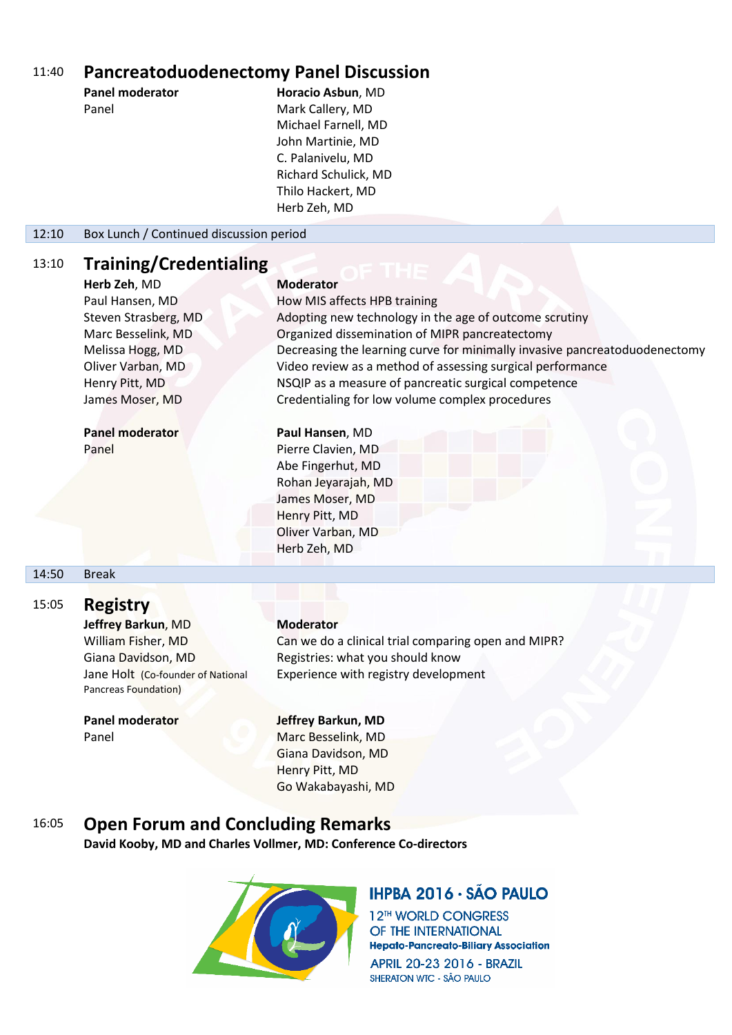11:40 **Pancreatoduodenectomy Panel Discussion**

**Panel moderator** — **Horacio Asbun**, MD

Panel — Mark Callery, MD; Michael Farnell, MD; John Martinie, MD; C. Palanivelu, MD; Richard Schulick, MD; Thilo Hackert, MD; Herb Zeh, MD

12:10 Box Lunch / Continued discussion period

13:10 **Training/Credentialing**

| | |
|---|---|
| **Herb Zeh**, MD | **Moderator** |
| Paul Hansen, MD | How MIS affects HPB training |
| Steven Strasberg, MD | Adopting new technology in the age of outcome scrutiny |
| Marc Besselink, MD | Organized dissemination of MIPR pancreatectomy |
| Melissa Hogg, MD | Decreasing the learning curve for minimally invasive pancreatoduodenectomy |
| Oliver Varban, MD | Video review as a method of assessing surgical performance |
| Henry Pitt, MD | NSQIP as a measure of pancreatic surgical competence |
| James Moser, MD | Credentialing for low volume complex procedures |

**Panel moderator** — **Paul Hansen**, MD

Panel — Pierre Clavien, MD; Abe Fingerhut, MD; Rohan Jeyarajah, MD; James Moser, MD; Henry Pitt, MD; Oliver Varban, MD; Herb Zeh, MD

14:50 Break

15:05 **Registry**

| | |
|---|---|
| **Jeffrey Barkun**, MD | **Moderator** |
| William Fisher, MD | Can we do a clinical trial comparing open and MIPR? |
| Giana Davidson, MD | Registries: what you should know |
| Jane Holt (Co-founder of National Pancreas Foundation) | Experience with registry development |

**Panel moderator** — **Jeffrey Barkun, MD**

Panel — Marc Besselink, MD; Giana Davidson, MD; Henry Pitt, MD; Go Wakabayashi, MD

16:05 **Open Forum and Concluding Remarks**

**David Kooby, MD and Charles Vollmer, MD: Conference Co-directors**

IHPBA 2016 · SÃO PAULO
12TH WORLD CONGRESS OF THE INTERNATIONAL Hepato-Pancreato-Biliary Association
APRIL 20-23 2016 - BRAZIL
SHERATON WTC - SÃO PAULO